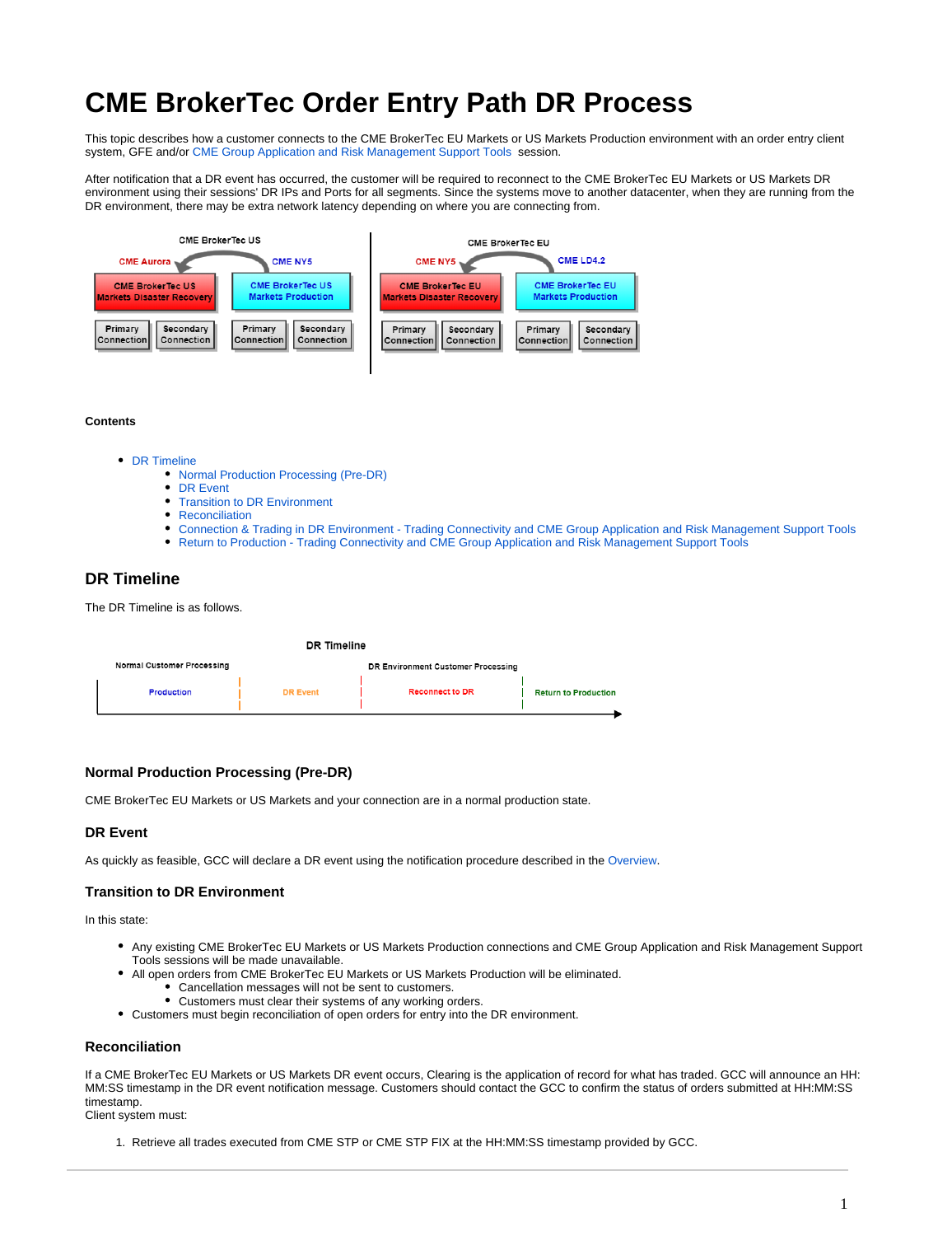# CME BrokerTec Order Entry Path DR Process

This topic describes how a customer connects to the CME BrokerTec EU Markets or US Markets Production environment with an order entry client system, GFE and/or CME Group Application and Risk Management Support Tools session.

After notification that a DR event has occurred, the customer will be required to reconnect to the CME BrokerTec EU Markets or US Markets DR environment using their sessions' DR IPs and Ports for all segments. Since the systems move to another datacenter, when they are running from the DR environment, there may be extra network latency depending on where you are connecting from.

CME BrokerTec US

CME Aurora — CME BrokerTec US Markets Disaster Recovery — Primary Connection, Secondary Connection

CME NY5 — CME BrokerTec US Markets Production — Primary Connection, Secondary Connection

CME BrokerTec EU

CME NY5 — CME BrokerTec EU Markets Disaster Recovery — Primary Connection, Secondary Connection

CME LD4.2 — CME BrokerTec EU Markets Production — Primary Connection, Secondary Connection

**Contents**

- DR Timeline
    - Normal Production Processing (Pre-DR)
    - DR Event
    - Transition to DR Environment
    - Reconciliation
    - Connection & Trading in DR Environment - Trading Connectivity and CME Group Application and Risk Management Support Tools
    - Return to Production - Trading Connectivity and CME Group Application and Risk Management Support Tools

## DR Timeline

The DR Timeline is as follows.

DR Timeline

Normal Customer Processing: Production | DR Event

DR Environment Customer Processing: Reconnect to DR | Return to Production

### Normal Production Processing (Pre-DR)

CME BrokerTec EU Markets or US Markets and your connection are in a normal production state.

### DR Event

As quickly as feasible, GCC will declare a DR event using the notification procedure described in the Overview.

### Transition to DR Environment

In this state:

- Any existing CME BrokerTec EU Markets or US Markets Production connections and CME Group Application and Risk Management Support Tools sessions will be made unavailable.
- All open orders from CME BrokerTec EU Markets or US Markets Production will be eliminated.
    - Cancellation messages will not be sent to customers.
    - Customers must clear their systems of any working orders.
- Customers must begin reconciliation of open orders for entry into the DR environment.

### Reconciliation

If a CME BrokerTec EU Markets or US Markets DR event occurs, Clearing is the application of record for what has traded. GCC will announce an HH:MM:SS timestamp in the DR event notification message. Customers should contact the GCC to confirm the status of orders submitted at HH:MM:SS timestamp.
Client system must:

1. Retrieve all trades executed from CME STP or CME STP FIX at the HH:MM:SS timestamp provided by GCC.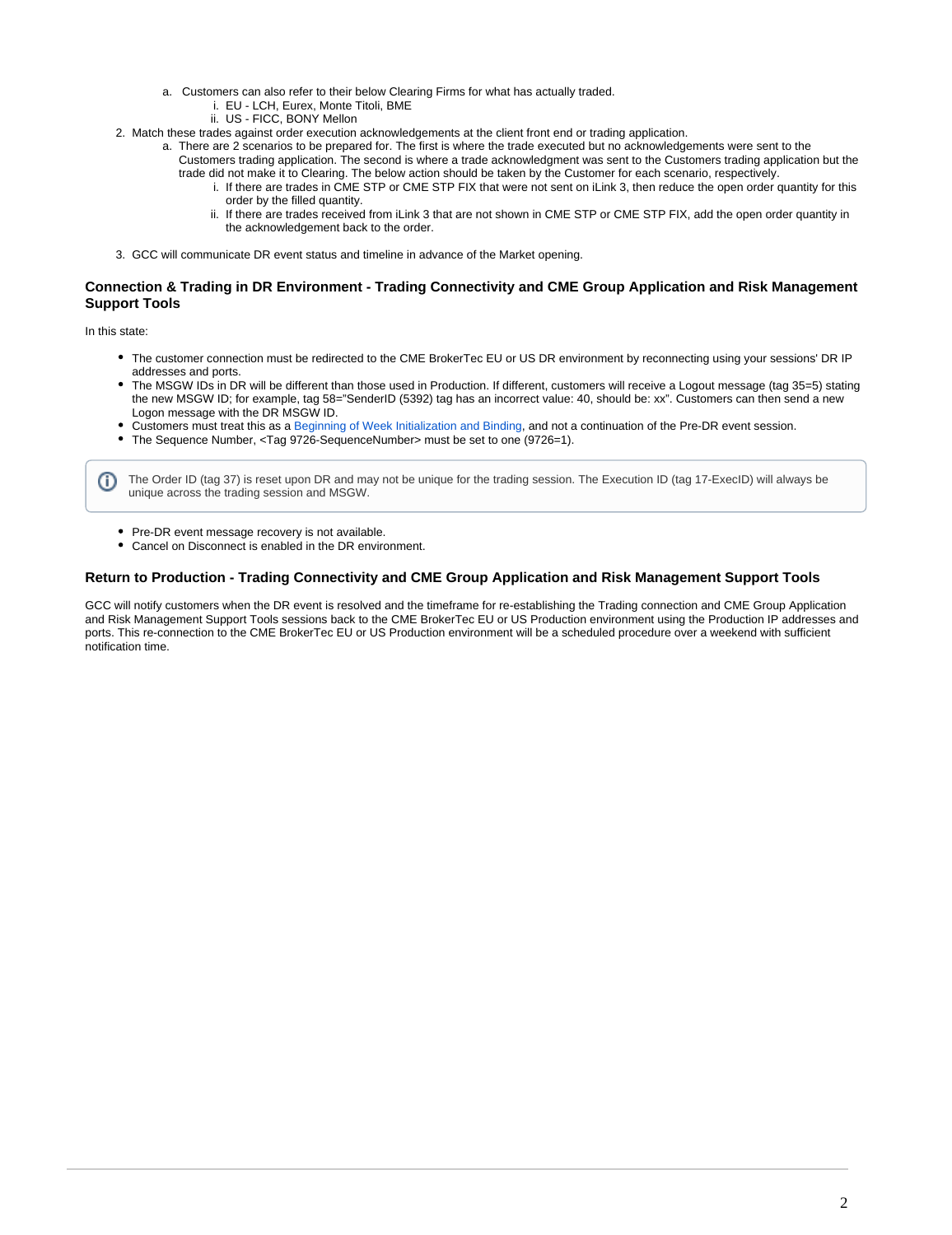a. Customers can also refer to their below Clearing Firms for what has actually traded.
      i. EU - LCH, Eurex, Monte Titoli, BME
      ii. US - FICC, BONY Mellon
2. Match these trades against order execution acknowledgements at the client front end or trading application.
   a. There are 2 scenarios to be prepared for. The first is where the trade executed but no acknowledgements were sent to the Customers trading application. The second is where a trade acknowledgment was sent to the Customers trading application but the trade did not make it to Clearing. The below action should be taken by the Customer for each scenario, respectively.
      i. If there are trades in CME STP or CME STP FIX that were not sent on iLink 3, then reduce the open order quantity for this order by the filled quantity.
      ii. If there are trades received from iLink 3 that are not shown in CME STP or CME STP FIX, add the open order quantity in the acknowledgement back to the order.
3. GCC will communicate DR event status and timeline in advance of the Market opening.

### Connection & Trading in DR Environment - Trading Connectivity and CME Group Application and Risk Management Support Tools

In this state:

- The customer connection must be redirected to the CME BrokerTec EU or US DR environment by reconnecting using your sessions' DR IP addresses and ports.
- The MSGW IDs in DR will be different than those used in Production. If different, customers will receive a Logout message (tag 35=5) stating the new MSGW ID; for example, tag 58="SenderID (5392) tag has an incorrect value: 40, should be: xx". Customers can then send a new Logon message with the DR MSGW ID.
- Customers must treat this as a Beginning of Week Initialization and Binding, and not a continuation of the Pre-DR event session.
- The Sequence Number, <Tag 9726-SequenceNumber> must be set to one (9726=1).

> The Order ID (tag 37) is reset upon DR and may not be unique for the trading session. The Execution ID (tag 17-ExecID) will always be unique across the trading session and MSGW.

- Pre-DR event message recovery is not available.
- Cancel on Disconnect is enabled in the DR environment.

### Return to Production - Trading Connectivity and CME Group Application and Risk Management Support Tools

GCC will notify customers when the DR event is resolved and the timeframe for re-establishing the Trading connection and CME Group Application and Risk Management Support Tools sessions back to the CME BrokerTec EU or US Production environment using the Production IP addresses and ports. This re-connection to the CME BrokerTec EU or US Production environment will be a scheduled procedure over a weekend with sufficient notification time.